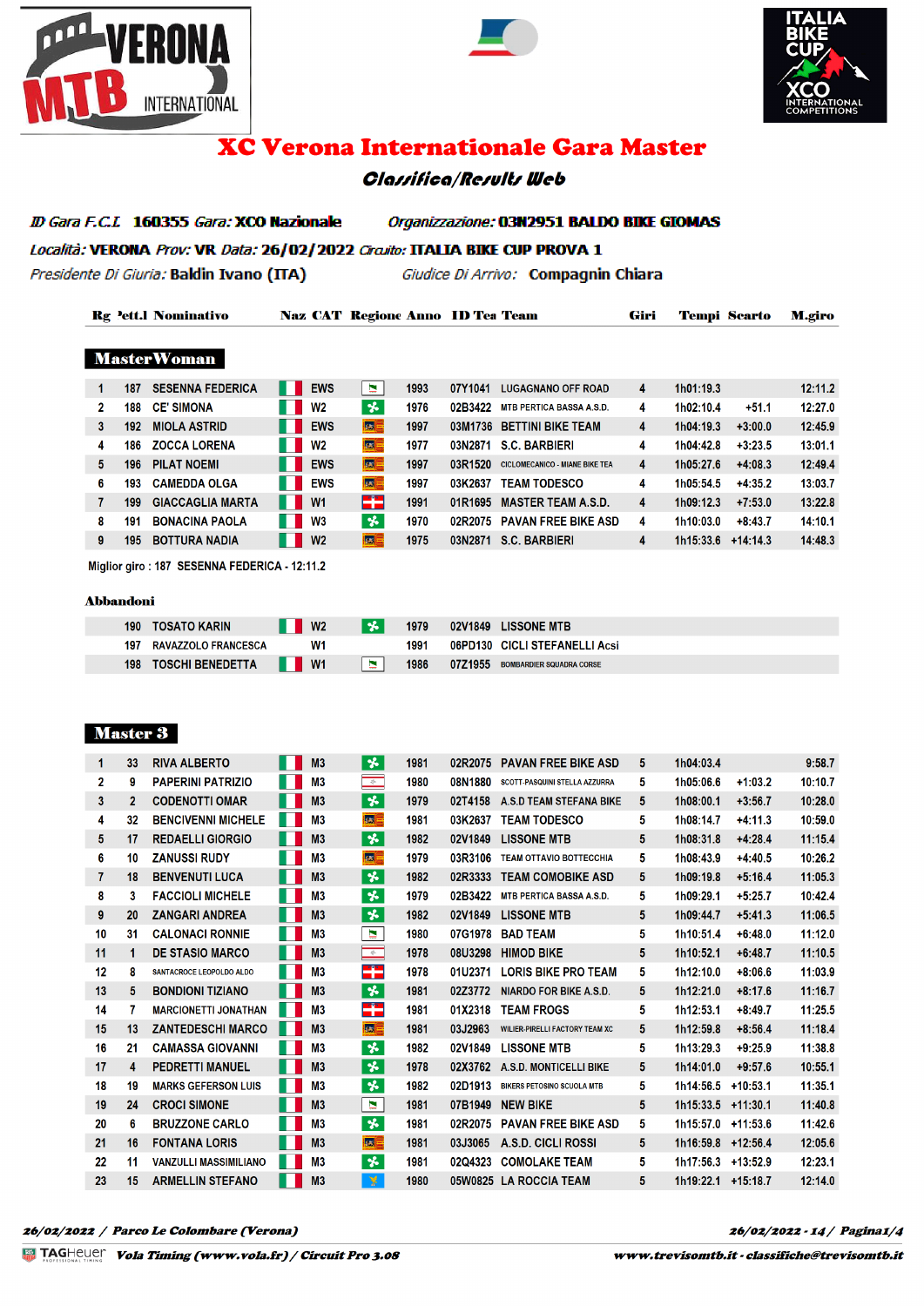# XC Verona Internationale Gara Master

## Classifica/Results Web

*ID Gara F.C.I.* **160355** *Gara:* **XCO Nazionale** *Organizzazione:* **03N2951 BALDO BIKE GIOMAS**

*Località:* **VERONA** *Prov:* **VR** *Data:* **26/02/2022** *Circuito:* **ITALIA BIKE CUP PROVA 1**

*Presidente Di Giuria:* **Baldin Ivano (ITA)** *Giudice Di Arrivo:* **Compagnin Chiara**

### MasterWoman

| Rg | Pett.I | Nominativo | Naz | CAT | Regione | Anno | ID Tea | Team | Giri | Tempi | Scarto | M.giro |
|---|---|---|---|---|---|---|---|---|---|---|---|---|
| 1 | 187 | SESENNA FEDERICA | | EWS | | 1993 | 07Y1041 | LUGAGNANO OFF ROAD | 4 | 1h01:19.3 | | 12:11.2 |
| 2 | 188 | CE' SIMONA | | W2 | | 1976 | 02B3422 | MTB PERTICA BASSA A.S.D. | 4 | 1h02:10.4 | +51.1 | 12:27.0 |
| 3 | 192 | MIOLA ASTRID | | EWS | | 1997 | 03M1736 | BETTINI BIKE TEAM | 4 | 1h04:19.3 | +3:00.0 | 12:45.9 |
| 4 | 186 | ZOCCA LORENA | | W2 | | 1977 | 03N2871 | S.C. BARBIERI | 4 | 1h04:42.8 | +3:23.5 | 13:01.1 |
| 5 | 196 | PILAT NOEMI | | EWS | | 1997 | 03R1520 | CICLOMECANICO - MIANE BIKE TEA | 4 | 1h05:27.6 | +4:08.3 | 12:49.4 |
| 6 | 193 | CAMEDDA OLGA | | EWS | | 1997 | 03K2637 | TEAM TODESCO | 4 | 1h05:54.5 | +4:35.2 | 13:03.7 |
| 7 | 199 | GIACCAGLIA MARTA | | W1 | | 1991 | 01R1695 | MASTER TEAM A.S.D. | 4 | 1h09:12.3 | +7:53.0 | 13:22.8 |
| 8 | 191 | BONACINA PAOLA | | W3 | | 1970 | 02R2075 | PAVAN FREE BIKE ASD | 4 | 1h10:03.0 | +8:43.7 | 14:10.1 |
| 9 | 195 | BOTTURA NADIA | | W2 | | 1975 | 03N2871 | S.C. BARBIERI | 4 | 1h15:33.6 | +14:14.3 | 14:48.3 |

Miglior giro : 187 SESENNA FEDERICA - 12:11.2

**Abbandoni**

| Rg | Pett.I | Nominativo | Naz | CAT | Regione | Anno | ID Tea | Team |
|---|---|---|---|---|---|---|---|---|
| | 190 | TOSATO KARIN | | W2 | | 1979 | 02V1849 | LISSONE MTB |
| | 197 | RAVAZZOLO FRANCESCA | | W1 | | 1991 | 06PD130 | CICLI STEFANELLI Acsi |
| | 198 | TOSCHI BENEDETTA | | W1 | | 1986 | 07Z1955 | BOMBARDIER SQUADRA CORSE |

### Master 3

| Rg | Pett.I | Nominativo | Naz | CAT | Regione | Anno | ID Tea | Team | Giri | Tempi | Scarto | M.giro |
|---|---|---|---|---|---|---|---|---|---|---|---|---|
| 1 | 33 | RIVA ALBERTO | | M3 | | 1981 | 02R2075 | PAVAN FREE BIKE ASD | 5 | 1h04:03.4 | | 9:58.7 |
| 2 | 9 | PAPERINI PATRIZIO | | M3 | | 1980 | 08N1880 | SCOTT-PASQUINI STELLA AZZURRA | 5 | 1h05:06.6 | +1:03.2 | 10:10.7 |
| 3 | 2 | CODENOTTI OMAR | | M3 | | 1979 | 02T4158 | A.S.D TEAM STEFANA BIKE | 5 | 1h08:00.1 | +3:56.7 | 10:28.0 |
| 4 | 32 | BENCIVENNI MICHELE | | M3 | | 1981 | 03K2637 | TEAM TODESCO | 5 | 1h08:14.7 | +4:11.3 | 10:59.0 |
| 5 | 17 | REDAELLI GIORGIO | | M3 | | 1982 | 02V1849 | LISSONE MTB | 5 | 1h08:31.8 | +4:28.4 | 11:15.4 |
| 6 | 10 | ZANUSSI RUDY | | M3 | | 1979 | 03R3106 | TEAM OTTAVIO BOTTECCHIA | 5 | 1h08:43.9 | +4:40.5 | 10:26.2 |
| 7 | 18 | BENVENUTI LUCA | | M3 | | 1982 | 02R3333 | TEAM COMOBIKE ASD | 5 | 1h09:19.8 | +5:16.4 | 11:05.3 |
| 8 | 3 | FACCIOLI MICHELE | | M3 | | 1979 | 02B3422 | MTB PERTICA BASSA A.S.D. | 5 | 1h09:29.1 | +5:25.7 | 10:42.4 |
| 9 | 20 | ZANGARI ANDREA | | M3 | | 1982 | 02V1849 | LISSONE MTB | 5 | 1h09:44.7 | +5:41.3 | 11:06.5 |
| 10 | 31 | CALONACI RONNIE | | M3 | | 1980 | 07G1978 | BAD TEAM | 5 | 1h10:51.4 | +6:48.0 | 11:12.0 |
| 11 | 1 | DE STASIO MARCO | | M3 | | 1978 | 08U3298 | HIMOD BIKE | 5 | 1h10:52.1 | +6:48.7 | 11:10.5 |
| 12 | 8 | SANTACROCE LEOPOLDO ALDO | | M3 | | 1978 | 01U2371 | LORIS BIKE PRO TEAM | 5 | 1h12:10.0 | +8:06.6 | 11:03.9 |
| 13 | 5 | BONDIONI TIZIANO | | M3 | | 1981 | 02Z3772 | NIARDO FOR BIKE A.S.D. | 5 | 1h12:21.0 | +8:17.6 | 11:16.7 |
| 14 | 7 | MARCIONETTI JONATHAN | | M3 | | 1981 | 01X2318 | TEAM FROGS | 5 | 1h12:53.1 | +8:49.7 | 11:25.5 |
| 15 | 13 | ZANTEDESCHI MARCO | | M3 | | 1981 | 03J2963 | WILIER-PIRELLI FACTORY TEAM XC | 5 | 1h12:59.8 | +8:56.4 | 11:18.4 |
| 16 | 21 | CAMASSA GIOVANNI | | M3 | | 1982 | 02V1849 | LISSONE MTB | 5 | 1h13:29.3 | +9:25.9 | 11:38.8 |
| 17 | 4 | PEDRETTI MANUEL | | M3 | | 1978 | 02X3762 | A.S.D. MONTICELLI BIKE | 5 | 1h14:01.0 | +9:57.6 | 10:55.1 |
| 18 | 19 | MARKS GEFERSON LUIS | | M3 | | 1982 | 02D1913 | BIKERS PETOSINO SCUOLA MTB | 5 | 1h14:56.5 | +10:53.1 | 11:35.1 |
| 19 | 24 | CROCI SIMONE | | M3 | | 1981 | 07B1949 | NEW BIKE | 5 | 1h15:33.5 | +11:30.1 | 11:40.8 |
| 20 | 6 | BRUZZONE CARLO | | M3 | | 1981 | 02R2075 | PAVAN FREE BIKE ASD | 5 | 1h15:57.0 | +11:53.6 | 11:42.6 |
| 21 | 16 | FONTANA LORIS | | M3 | | 1981 | 03J3065 | A.S.D. CICLI ROSSI | 5 | 1h16:59.8 | +12:56.4 | 12:05.6 |
| 22 | 11 | VANZULLI MASSIMILIANO | | M3 | | 1981 | 02Q4323 | COMOLAKE TEAM | 5 | 1h17:56.3 | +13:52.9 | 12:23.1 |
| 23 | 15 | ARMELLIN STEFANO | | M3 | | 1980 | 05W0825 | LA ROCCIA TEAM | 5 | 1h19:22.1 | +15:18.7 | 12:14.0 |

*26/02/2022 / Parco Le Colombare (Verona)*

*Vola Timing (www.vola.fr) / Circuit Pro 3.08* — *www.trevisomtb.it - classifiche@trevisomtb.it*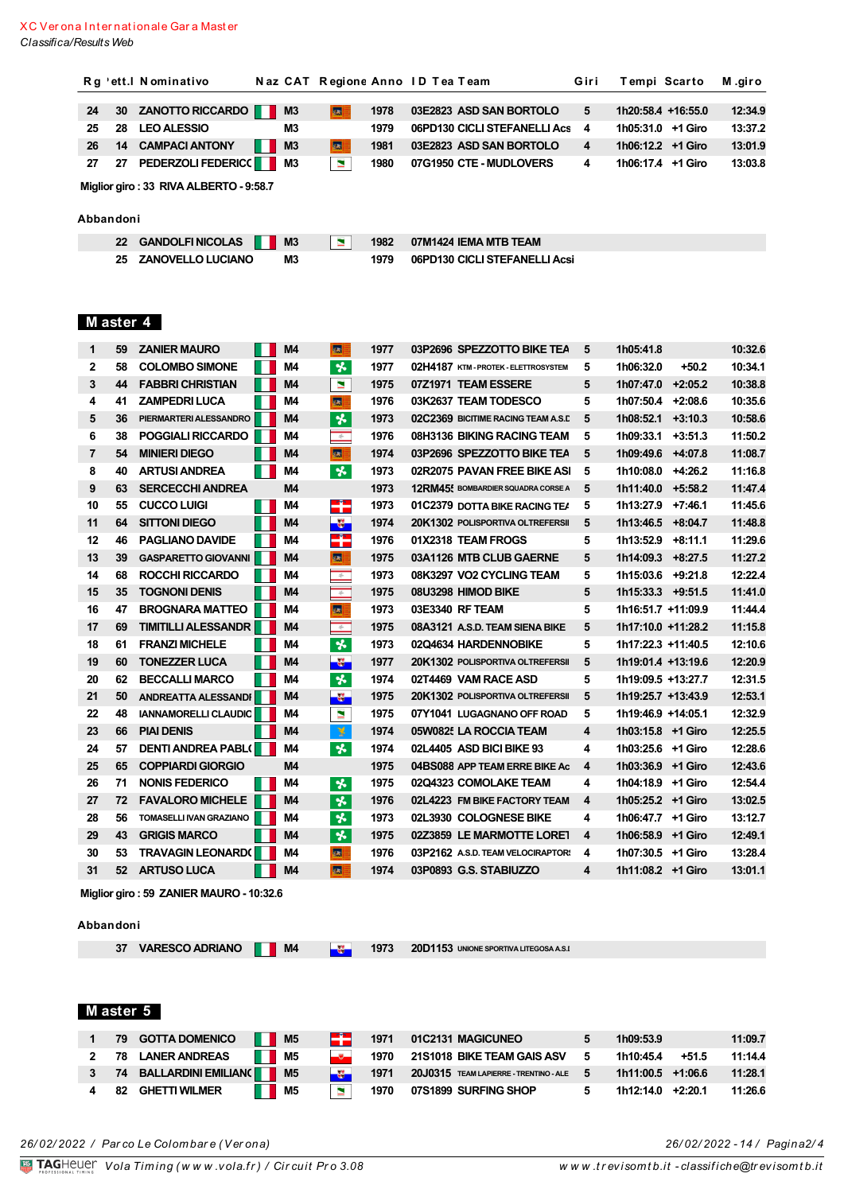XC Verona Internationale Gara Master

*Classifica/Results Web*

| Rg | Pett.I | Nominativo | Naz | CAT | Regione | Anno | ID Tea | Team | Giri | Tempi | Scarto | M.giro |
|---|---|---|---|---|---|---|---|---|---|---|---|---|
| 24 | 30 | ZANOTTO RICCARDO | | M3 | | 1978 | 03E2823 | ASD SAN BORTOLO | 5 | 1h20:58.4 | +16:55.0 | 12:34.9 |
| 25 | 28 | LEO ALESSIO | | M3 | | 1979 | 06PD130 | CICLI STEFANELLI Acs | 4 | 1h05:31.0 | +1 Giro | 13:37.2 |
| 26 | 14 | CAMPACI ANTONY | | M3 | | 1981 | 03E2823 | ASD SAN BORTOLO | 4 | 1h06:12.2 | +1 Giro | 13:01.9 |
| 27 | 27 | PEDERZOLI FEDERICC | | M3 | | 1980 | 07G1950 | CTE - MUDLOVERS | 4 | 1h06:17.4 | +1 Giro | 13:03.8 |

**Miglior giro : 33 RIVA ALBERTO - 9:58.7**

**Abbandoni**

| Rg | Pett.I | Nominativo | Naz | CAT | Regione | Anno | ID Tea | Team |
|---|---|---|---|---|---|---|---|---|
| | 22 | GANDOLFI NICOLAS | | M3 | | 1982 | 07M1424 | IEMA MTB TEAM |
| | 25 | ZANOVELLO LUCIANO | | M3 | | 1979 | 06PD130 | CICLI STEFANELLI Acsi |

## Master 4

| Rg | Pett.I | Nominativo | Naz | CAT | Regione | Anno | ID Tea | Team | Giri | Tempi | Scarto | M.giro |
|---|---|---|---|---|---|---|---|---|---|---|---|---|
| 1 | 59 | ZANIER MAURO | | M4 | | 1977 | 03P2696 | SPEZZOTTO BIKE TEA | 5 | 1h05:41.8 | | 10:32.6 |
| 2 | 58 | COLOMBO SIMONE | | M4 | | 1977 | 02H4187 | KTM - PROTEK - ELETTROSYSTEM | 5 | 1h06:32.0 | +50.2 | 10:34.1 |
| 3 | 44 | FABBRI CHRISTIAN | | M4 | | 1975 | 07Z1971 | TEAM ESSERE | 5 | 1h07:47.0 | +2:05.2 | 10:38.8 |
| 4 | 41 | ZAMPEDRI LUCA | | M4 | | 1976 | 03K2637 | TEAM TODESCO | 5 | 1h07:50.4 | +2:08.6 | 10:35.6 |
| 5 | 36 | PIERMARTERI ALESSANDRO | | M4 | | 1973 | 02C2369 | BICITIME RACING TEAM A.S.D | 5 | 1h08:52.1 | +3:10.3 | 10:58.6 |
| 6 | 38 | POGGIALI RICCARDO | | M4 | | 1976 | 08H3136 | BIKING RACING TEAM | 5 | 1h09:33.1 | +3:51.3 | 11:50.2 |
| 7 | 54 | MINIERI DIEGO | | M4 | | 1974 | 03P2696 | SPEZZOTTO BIKE TEA | 5 | 1h09:49.6 | +4:07.8 | 11:08.7 |
| 8 | 40 | ARTUSI ANDREA | | M4 | | 1973 | 02R2075 | PAVAN FREE BIKE ASI | 5 | 1h10:08.0 | +4:26.2 | 11:16.8 |
| 9 | 63 | SERCECCHI ANDREA | | M4 | | 1973 | 12RM45 | BOMBARDIER SQUADRA CORSE A | 5 | 1h11:40.0 | +5:58.2 | 11:47.4 |
| 10 | 55 | CUCCO LUIGI | | M4 | | 1973 | 01C2379 | DOTTA BIKE RACING TEA | 5 | 1h13:27.9 | +7:46.1 | 11:45.6 |
| 11 | 64 | SITTONI DIEGO | | M4 | | 1974 | 20K1302 | POLISPORTIVA OLTREFERSI | 5 | 1h13:46.5 | +8:04.7 | 11:48.8 |
| 12 | 46 | PAGLIANO DAVIDE | | M4 | | 1976 | 01X2318 | TEAM FROGS | 5 | 1h13:52.9 | +8:11.1 | 11:29.6 |
| 13 | 39 | GASPARETTO GIOVANNI | | M4 | | 1975 | 03A1126 | MTB CLUB GAERNE | 5 | 1h14:09.3 | +8:27.5 | 11:27.2 |
| 14 | 68 | ROCCHI RICCARDO | | M4 | | 1973 | 08K3297 | VO2 CYCLING TEAM | 5 | 1h15:03.6 | +9:21.8 | 12:22.4 |
| 15 | 35 | TOGNONI DENIS | | M4 | | 1975 | 08U3298 | HIMOD BIKE | 5 | 1h15:33.3 | +9:51.5 | 11:41.0 |
| 16 | 47 | BROGNARA MATTEO | | M4 | | 1973 | 03E3340 | RF TEAM | 5 | 1h16:51.7 | +11:09.9 | 11:44.4 |
| 17 | 69 | TIMITILLI ALESSANDR | | M4 | | 1975 | 08A3121 | A.S.D. TEAM SIENA BIKE | 5 | 1h17:10.0 | +11:28.2 | 11:15.8 |
| 18 | 61 | FRANZI MICHELE | | M4 | | 1973 | 02Q4634 | HARDENNOBIKE | 5 | 1h17:22.3 | +11:40.5 | 12:10.6 |
| 19 | 60 | TONEZZER LUCA | | M4 | | 1977 | 20K1302 | POLISPORTIVA OLTREFERSI | 5 | 1h19:01.4 | +13:19.6 | 12:20.9 |
| 20 | 62 | BECCALLI MARCO | | M4 | | 1974 | 02T4469 | VAM RACE ASD | 5 | 1h19:09.5 | +13:27.7 | 12:31.5 |
| 21 | 50 | ANDREATTA ALESSANDI | | M4 | | 1975 | 20K1302 | POLISPORTIVA OLTREFERSI | 5 | 1h19:25.7 | +13:43.9 | 12:53.1 |
| 22 | 48 | IANNAMORELLI CLAUDIO | | M4 | | 1975 | 07Y1041 | LUGAGNANO OFF ROAD | 5 | 1h19:46.9 | +14:05.1 | 12:32.9 |
| 23 | 66 | PIAI DENIS | | M4 | | 1974 | 05W0825 | LA ROCCIA TEAM | 4 | 1h03:15.8 | +1 Giro | 12:25.5 |
| 24 | 57 | DENTI ANDREA PABLO | | M4 | | 1974 | 02L4405 | ASD BICI BIKE 93 | 4 | 1h03:25.6 | +1 Giro | 12:28.6 |
| 25 | 65 | COPPIARDI GIORGIO | | M4 | | 1975 | 04BS088 | APP TEAM ERRE BIKE Ac | 4 | 1h03:36.9 | +1 Giro | 12:43.6 |
| 26 | 71 | NONIS FEDERICO | | M4 | | 1975 | 02Q4323 | COMOLAKE TEAM | 4 | 1h04:18.9 | +1 Giro | 12:54.4 |
| 27 | 72 | FAVALORO MICHELE | | M4 | | 1976 | 02L4223 | FM BIKE FACTORY TEAM | 4 | 1h05:25.2 | +1 Giro | 13:02.5 |
| 28 | 56 | TOMASELLI IVAN GRAZIANO | | M4 | | 1973 | 02L3930 | COLOGNESE BIKE | 4 | 1h06:47.7 | +1 Giro | 13:12.7 |
| 29 | 43 | GRIGIS MARCO | | M4 | | 1975 | 02Z3859 | LE MARMOTTE LORET | 4 | 1h06:58.9 | +1 Giro | 12:49.1 |
| 30 | 53 | TRAVAGIN LEONARDO | | M4 | | 1976 | 03P2162 | A.S.D. TEAM VELOCIRAPTOR | 4 | 1h07:30.5 | +1 Giro | 13:28.4 |
| 31 | 52 | ARTUSO LUCA | | M4 | | 1974 | 03P0893 | G.S. STABIUZZO | 4 | 1h11:08.2 | +1 Giro | 13:01.1 |

**Miglior giro : 59 ZANIER MAURO - 10:32.6**

**Abbandoni**

| Rg | Pett.I | Nominativo | Naz | CAT | Regione | Anno | ID Tea | Team |
|---|---|---|---|---|---|---|---|---|
| | 37 | VARESCO ADRIANO | | M4 | | 1973 | 20D1153 | UNIONE SPORTIVA LITEGOSA A.S.I |

## Master 5

| Rg | Pett.I | Nominativo | Naz | CAT | Regione | Anno | ID Tea | Team | Giri | Tempi | Scarto | M.giro |
|---|---|---|---|---|---|---|---|---|---|---|---|---|
| 1 | 79 | GOTTA DOMENICO | | M5 | | 1971 | 01C2131 | MAGICUNEO | 5 | 1h09:53.9 | | 11:09.7 |
| 2 | 78 | LANER ANDREAS | | M5 | | 1970 | 21S1018 | BIKE TEAM GAIS ASV | 5 | 1h10:45.4 | +51.5 | 11:14.4 |
| 3 | 74 | BALLARDINI EMILIANO | | M5 | | 1971 | 20J0315 | TEAM LAPIERRE - TRENTINO - ALE | 5 | 1h11:00.5 | +1:06.6 | 11:28.1 |
| 4 | 82 | GHETTI WILMER | | M5 | | 1970 | 07S1899 | SURFING SHOP | 5 | 1h12:14.0 | +2:20.1 | 11:26.6 |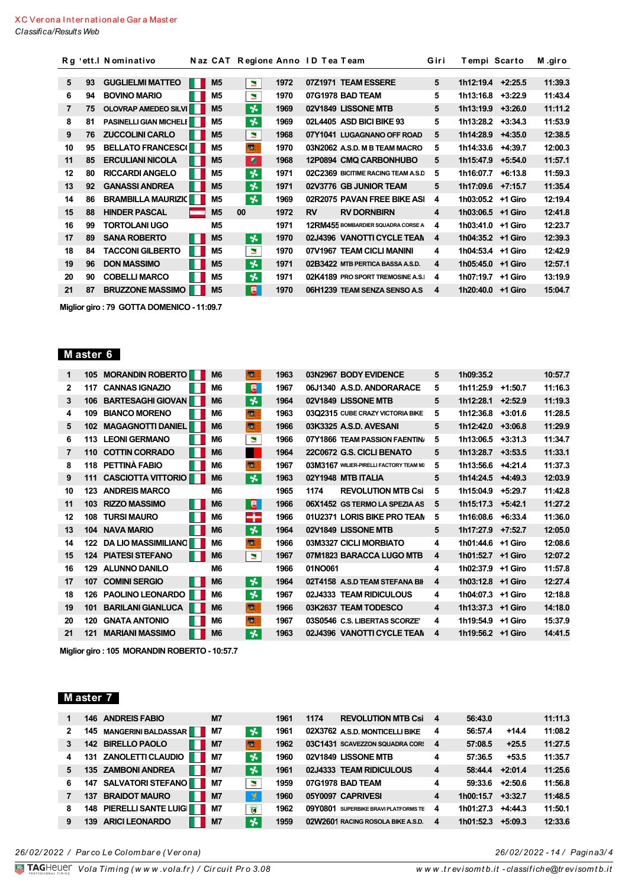XC Verona International Gara Master

*Classifica/Results Web*

| Rg | Pett.I | Nominativo | Naz | CAT | Regione | Anno | ID Tea | Team | Giri | Tempi | Scarto | M.giro |
|---|---|---|---|---|---|---|---|---|---|---|---|---|
| 5 | 93 | GUGLIELMI MATTEO | | M5 | | 1972 | 07Z1971 | TEAM ESSERE | 5 | 1h12:19.4 | +2:25.5 | 11:39.3 |
| 6 | 94 | BOVINO MARIO | | M5 | | 1970 | 07G1978 | BAD TEAM | 5 | 1h13:16.8 | +3:22.9 | 11:43.4 |
| 7 | 75 | OLOVRAP AMEDEO SILVI | | M5 | | 1969 | 02V1849 | LISSONE MTB | 5 | 1h13:19.9 | +3:26.0 | 11:11.2 |
| 8 | 81 | PASINELLI GIAN MICHELE | | M5 | | 1969 | 02L4405 | ASD BICI BIKE 93 | 5 | 1h13:28.2 | +3:34.3 | 11:53.9 |
| 9 | 76 | ZUCCOLINI CARLO | | M5 | | 1968 | 07Y1041 | LUGAGNANO OFF ROAD | 5 | 1h14:28.9 | +4:35.0 | 12:38.5 |
| 10 | 95 | BELLATO FRANCESCO | | M5 | | 1970 | 03N2062 | A.S.D. M B TEAM MACRO | 5 | 1h14:33.6 | +4:39.7 | 12:00.3 |
| 11 | 85 | ERCULIANI NICOLA | | M5 | | 1968 | 12P0894 | CMQ CARBONHUBO | 5 | 1h15:47.9 | +5:54.0 | 11:57.1 |
| 12 | 80 | RICCARDI ANGELO | | M5 | | 1971 | 02C2369 | BICITIME RACING TEAM A.S.D | 5 | 1h16:07.7 | +6:13.8 | 11:59.3 |
| 13 | 92 | GANASSI ANDREA | | M5 | | 1971 | 02V3776 | GB JUNIOR TEAM | 5 | 1h17:09.6 | +7:15.7 | 11:35.4 |
| 14 | 86 | BRAMBILLA MAURIZIO | | M5 | | 1969 | 02R2075 | PAVAN FREE BIKE ASI | 4 | 1h03:05.2 | +1 Giro | 12:19.4 |
| 15 | 88 | HINDER PASCAL | | M5 | 00 | 1972 | RV | RV DORNBIRN | 4 | 1h03:06.5 | +1 Giro | 12:41.8 |
| 16 | 99 | TORTOLANI UGO | | M5 | | 1971 | 12RM455 | BOMBARDIER SQUADRA CORSE A | 4 | 1h03:41.0 | +1 Giro | 12:23.7 |
| 17 | 89 | SANA ROBERTO | | M5 | | 1970 | 02J4396 | VANOTTI CYCLE TEAM | 4 | 1h04:35.2 | +1 Giro | 12:39.3 |
| 18 | 84 | TACCONI GILBERTO | | M5 | | 1970 | 07V1967 | TEAM CICLI MANINI | 4 | 1h04:53.4 | +1 Giro | 12:42.9 |
| 19 | 96 | DON MASSIMO | | M5 | | 1971 | 02B3422 | MTB PERTICA BASSA A.S.D. | 4 | 1h05:45.0 | +1 Giro | 12:57.1 |
| 20 | 90 | COBELLI MARCO | | M5 | | 1971 | 02K4189 | PRO SPORT TREMOSINE A.S.I | 4 | 1h07:19.7 | +1 Giro | 13:19.9 |
| 21 | 87 | BRUZZONE MASSIMO | | M5 | | 1970 | 06H1239 | TEAM SENZA SENSO A.S | 4 | 1h20:40.0 | +1 Giro | 15:04.7 |

**Miglior giro : 79 GOTTA DOMENICO - 11:09.7**

## Master 6

| Rg | Pett.I | Nominativo | Naz | CAT | Regione | Anno | ID Tea | Team | Giri | Tempi | Scarto | M.giro |
|---|---|---|---|---|---|---|---|---|---|---|---|---|
| 1 | 105 | MORANDIN ROBERTO | | M6 | | 1963 | 03N2967 | BODY EVIDENCE | 5 | 1h09:35.2 | | 10:57.7 |
| 2 | 117 | CANNAS IGNAZIO | | M6 | | 1967 | 06J1340 | A.S.D. ANDORACE | 5 | 1h11:25.9 | +1:50.7 | 11:16.3 |
| 3 | 106 | BARTESAGHI GIOVAN | | M6 | | 1964 | 02V1849 | LISSONE MTB | 5 | 1h12:28.1 | +2:52.9 | 11:19.3 |
| 4 | 109 | BIANCO MORENO | | M6 | | 1963 | 03Q2315 | CUBE CRAZY VICTORIA BIKE | 5 | 1h12:36.8 | +3:01.6 | 11:28.5 |
| 5 | 102 | MAGAGNOTTI DANIEL | | M6 | | 1966 | 03K3325 | A.S.D. AVESANI | 5 | 1h12:42.0 | +3:06.8 | 11:29.9 |
| 6 | 113 | LEONI GERMANO | | M6 | | 1966 | 07Y1866 | TEAM PASSION FAENTINA | 5 | 1h13:06.5 | +3:31.3 | 11:34.7 |
| 7 | 110 | COTTIN CORRADO | | M6 | | 1964 | 22C0672 | G.S. CICLI BENATO | 5 | 1h13:28.7 | +3:53.5 | 11:33.1 |
| 8 | 118 | PETTINÀ FABIO | | M6 | | 1967 | 03M3167 | WILIER-PIRELLI FACTORY TEAM M | 5 | 1h13:56.6 | +4:21.4 | 11:37.3 |
| 9 | 111 | CASCIOTTA VITTORIO | | M6 | | 1963 | 02Y1948 | MTB ITALIA | 5 | 1h14:24.5 | +4:49.3 | 12:03.9 |
| 10 | 123 | ANDREIS MARCO | | M6 | | 1965 | 1174 | REVOLUTION MTB Csi | 5 | 1h15:04.9 | +5:29.7 | 11:42.8 |
| 11 | 103 | RIZZO MASSIMO | | M6 | | 1966 | 06X1452 | GS TERMO LA SPEZIA AS | 5 | 1h15:17.3 | +5:42.1 | 11:27.2 |
| 12 | 108 | TURSI MAURO | | M6 | | 1966 | 01U2371 | LORIS BIKE PRO TEAM | 5 | 1h16:08.6 | +6:33.4 | 11:36.0 |
| 13 | 104 | NAVA MARIO | | M6 | | 1964 | 02V1849 | LISSONE MTB | 5 | 1h17:27.9 | +7:52.7 | 12:05.0 |
| 14 | 122 | DA LIO MASSIMILIANO | | M6 | | 1966 | 03M3327 | CICLI MORBIATO | 4 | 1h01:44.6 | +1 Giro | 12:08.6 |
| 15 | 124 | PIATESI STEFANO | | M6 | | 1967 | 07M1823 | BARACCA LUGO MTB | 4 | 1h01:52.7 | +1 Giro | 12:07.2 |
| 16 | 129 | ALUNNO DANILO | | M6 | | 1966 | 01NO061 | | 4 | 1h02:37.9 | +1 Giro | 11:57.8 |
| 17 | 107 | COMINI SERGIO | | M6 | | 1964 | 02T4158 | A.S.D TEAM STEFANA BIK | 4 | 1h03:12.8 | +1 Giro | 12:27.4 |
| 18 | 126 | PAOLINO LEONARDO | | M6 | | 1967 | 02J4333 | TEAM RIDICULOUS | 4 | 1h04:07.3 | +1 Giro | 12:18.8 |
| 19 | 101 | BARILANI GIANLUCA | | M6 | | 1966 | 03K2637 | TEAM TODESCO | 4 | 1h13:37.3 | +1 Giro | 14:18.0 |
| 20 | 120 | GNATA ANTONIO | | M6 | | 1967 | 03S0546 | C.S. LIBERTAS SCORZE' | 4 | 1h19:54.9 | +1 Giro | 15:37.9 |
| 21 | 121 | MARIANI MASSIMO | | M6 | | 1963 | 02J4396 | VANOTTI CYCLE TEAM | 4 | 1h19:56.2 | +1 Giro | 14:41.5 |

**Miglior giro : 105 MORANDIN ROBERTO - 10:57.7**

## Master 7

| Rg | Pett.I | Nominativo | Naz | CAT | Regione | Anno | ID Tea | Team | Giri | Tempi | Scarto | M.giro |
|---|---|---|---|---|---|---|---|---|---|---|---|---|
| 1 | 146 | ANDREIS FABIO | | M7 | | 1961 | 1174 | REVOLUTION MTB Csi | 4 | 56:43.0 | | 11:11.3 |
| 2 | 145 | MANGERINI BALDASSAR | | M7 | | 1961 | 02X3762 | A.S.D. MONTICELLI BIKE | 4 | 56:57.4 | +14.4 | 11:08.2 |
| 3 | 142 | BIRELLO PAOLO | | M7 | | 1962 | 03C1431 | SCAVEZZON SQUADRA CORS | 4 | 57:08.5 | +25.5 | 11:27.5 |
| 4 | 131 | ZANOLETTI CLAUDIO | | M7 | | 1960 | 02V1849 | LISSONE MTB | 4 | 57:36.5 | +53.5 | 11:35.7 |
| 5 | 135 | ZAMBONI ANDREA | | M7 | | 1961 | 02J4333 | TEAM RIDICULOUS | 4 | 58:44.4 | +2:01.4 | 11:25.6 |
| 6 | 147 | SALVATORI STEFANO | | M7 | | 1959 | 07G1978 | BAD TEAM | 4 | 59:33.6 | +2:50.6 | 11:56.8 |
| 7 | 137 | BRAIDOT MAURO | | M7 | | 1960 | 05Y0097 | CAPRIVESI | 4 | 1h00:15.7 | +3:32.7 | 11:48.5 |
| 8 | 148 | PIERELLI SANTE LUIGI | | M7 | | 1962 | 09Y0801 | SUPERBIKE BRAVI PLATFORMS TE | 4 | 1h01:27.3 | +4:44.3 | 11:50.1 |
| 9 | 139 | ARICI LEONARDO | | M7 | | 1959 | 02W2601 | RACING ROSOLA BIKE A.S.D. | 4 | 1h01:52.3 | +5:09.3 | 12:33.6 |

*26/02/2022 / Parco Le Colombare (Verona)* — 26/02/2022 - 14 / Pagina3/4

Vola Timing (www.vola.fr) / Circuit Pro 3.08 — www.trevisomtb.it - classifiche@trevisomtb.it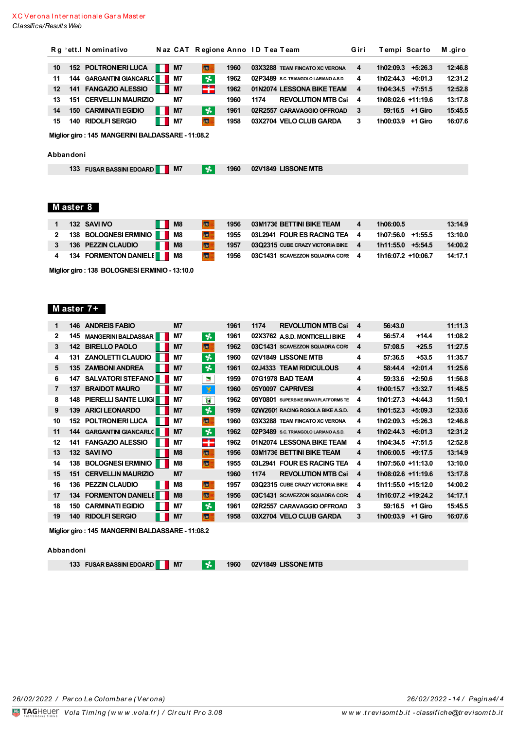XC Verona Internationale Gara Master
*Classifica/Results Web*

| Rg | Pett. | Nominativo | Naz | CAT | Regione | Anno | ID Team | Team | Giri | Tempi | Scarto | M.giro |
|---|---|---|---|---|---|---|---|---|---|---|---|---|
| 10 | 152 | POLTRONIERI LUCA | | M7 | | 1960 | 03X3288 | TEAM FINCATO XC VERONA | 4 | 1h02:09.3 | +5:26.3 | 12:46.8 |
| 11 | 144 | GARGANTINI GIANCARLO | | M7 | | 1962 | 02P3489 | S.C. TRIANGOLO LARIANO A.S.D. | 4 | 1h02:44.3 | +6:01.3 | 12:31.2 |
| 12 | 141 | FANGAZIO ALESSIO | | M7 | | 1962 | 01N2074 | LESSONA BIKE TEAM | 4 | 1h04:34.5 | +7:51.5 | 12:52.8 |
| 13 | 151 | CERVELLIN MAURIZIO | | M7 | | 1960 | 1174 | REVOLUTION MTB Csi | 4 | 1h08:02.6 | +11:19.6 | 13:17.8 |
| 14 | 150 | CARMINATI EGIDIO | | M7 | | 1961 | 02R2557 | CARAVAGGIO OFFROAD | 3 | 59:16.5 | +1 Giro | 15:45.5 |
| 15 | 140 | RIDOLFI SERGIO | | M7 | | 1958 | 03X2704 | VELO CLUB GARDA | 3 | 1h00:03.9 | +1 Giro | 16:07.6 |

Miglior giro : 145 MANGERINI BALDASSARE - 11:08.2

**Abbandoni**

| Pett. | Nominativo | Naz | CAT | Regione | Anno | ID Team | Team |
|---|---|---|---|---|---|---|---|
| 133 | FUSAR BASSINI EDOARDO | | M7 | | 1960 | 02V1849 | LISSONE MTB |

## Master 8

| Rg | Pett. | Nominativo | Naz | CAT | Regione | Anno | ID Team | Team | Giri | Tempi | Scarto | M.giro |
|---|---|---|---|---|---|---|---|---|---|---|---|---|
| 1 | 132 | SAVI IVO | | M8 | | 1956 | 03M1736 | BETTINI BIKE TEAM | 4 | 1h06:00.5 | | 13:14.9 |
| 2 | 138 | BOLOGNESI ERMINIO | | M8 | | 1955 | 03L2941 | FOUR ES RACING TEAM | 4 | 1h07:56.0 | +1:55.5 | 13:10.0 |
| 3 | 136 | PEZZIN CLAUDIO | | M8 | | 1957 | 03Q2315 | CUBE CRAZY VICTORIA BIKE | 4 | 1h11:55.0 | +5:54.5 | 14:00.2 |
| 4 | 134 | FORMENTON DANIELE | | M8 | | 1956 | 03C1431 | SCAVEZZON SQUADRA CORSE | 4 | 1h16:07.2 | +10:06.7 | 14:17.1 |

Miglior giro : 138 BOLOGNESI ERMINIO - 13:10.0

## Master 7+

| Rg | Pett. | Nominativo | Naz | CAT | Regione | Anno | ID Team | Team | Giri | Tempi | Scarto | M.giro |
|---|---|---|---|---|---|---|---|---|---|---|---|---|
| 1 | 146 | ANDREIS FABIO | | M7 | | 1961 | 1174 | REVOLUTION MTB Csi | 4 | 56:43.0 | | 11:11.3 |
| 2 | 145 | MANGERINI BALDASSARE | | M7 | | 1961 | 02X3762 | A.S.D. MONTICELLI BIKE | 4 | 56:57.4 | +14.4 | 11:08.2 |
| 3 | 142 | BIRELLO PAOLO | | M7 | | 1962 | 03C1431 | SCAVEZZON SQUADRA CORSE | 4 | 57:08.5 | +25.5 | 11:27.5 |
| 4 | 131 | ZANOLETTI CLAUDIO | | M7 | | 1960 | 02V1849 | LISSONE MTB | 4 | 57:36.5 | +53.5 | 11:35.7 |
| 5 | 135 | ZAMBONI ANDREA | | M7 | | 1961 | 02J4333 | TEAM RIDICULOUS | 4 | 58:44.4 | +2:01.4 | 11:25.6 |
| 6 | 147 | SALVATORI STEFANO | | M7 | | 1959 | 07G1978 | BAD TEAM | 4 | 59:33.6 | +2:50.6 | 11:56.8 |
| 7 | 137 | BRAIDOT MAURO | | M7 | | 1960 | 05Y0097 | CAPRIVESI | 4 | 1h00:15.7 | +3:32.7 | 11:48.5 |
| 8 | 148 | PIERELLI SANTE LUIGI | | M7 | | 1962 | 09Y0801 | SUPERBIKE BRAVI PLATFORMS TEAM | 4 | 1h01:27.3 | +4:44.3 | 11:50.1 |
| 9 | 139 | ARICI LEONARDO | | M7 | | 1959 | 02W2601 | RACING ROSOLA BIKE A.S.D. | 4 | 1h01:52.3 | +5:09.3 | 12:33.6 |
| 10 | 152 | POLTRONIERI LUCA | | M7 | | 1960 | 03X3288 | TEAM FINCATO XC VERONA | 4 | 1h02:09.3 | +5:26.3 | 12:46.8 |
| 11 | 144 | GARGANTINI GIANCARLO | | M7 | | 1962 | 02P3489 | S.C. TRIANGOLO LARIANO A.S.D. | 4 | 1h02:44.3 | +6:01.3 | 12:31.2 |
| 12 | 141 | FANGAZIO ALESSIO | | M7 | | 1962 | 01N2074 | LESSONA BIKE TEAM | 4 | 1h04:34.5 | +7:51.5 | 12:52.8 |
| 13 | 132 | SAVI IVO | | M8 | | 1956 | 03M1736 | BETTINI BIKE TEAM | 4 | 1h06:00.5 | +9:17.5 | 13:14.9 |
| 14 | 138 | BOLOGNESI ERMINIO | | M8 | | 1955 | 03L2941 | FOUR ES RACING TEAM | 4 | 1h07:56.0 | +11:13.0 | 13:10.0 |
| 15 | 151 | CERVELLIN MAURIZIO | | M7 | | 1960 | 1174 | REVOLUTION MTB Csi | 4 | 1h08:02.6 | +11:19.6 | 13:17.8 |
| 16 | 136 | PEZZIN CLAUDIO | | M8 | | 1957 | 03Q2315 | CUBE CRAZY VICTORIA BIKE | 4 | 1h11:55.0 | +15:12.0 | 14:00.2 |
| 17 | 134 | FORMENTON DANIELE | | M8 | | 1956 | 03C1431 | SCAVEZZON SQUADRA CORSE | 4 | 1h16:07.2 | +19:24.2 | 14:17.1 |
| 18 | 150 | CARMINATI EGIDIO | | M7 | | 1961 | 02R2557 | CARAVAGGIO OFFROAD | 3 | 59:16.5 | +1 Giro | 15:45.5 |
| 19 | 140 | RIDOLFI SERGIO | | M7 | | 1958 | 03X2704 | VELO CLUB GARDA | 3 | 1h00:03.9 | +1 Giro | 16:07.6 |

Miglior giro : 145 MANGERINI BALDASSARE - 11:08.2

**Abbandoni**

| Pett. | Nominativo | Naz | CAT | Regione | Anno | ID Team | Team |
|---|---|---|---|---|---|---|---|
| 133 | FUSAR BASSINI EDOARDO | | M7 | | 1960 | 02V1849 | LISSONE MTB |

*26/02/2022 / Parco Le Colombare (Verona)* — 26/02/2022 - 14 /

Vola Timing (www.vola.fr) / Circuit Pro 3.08 — www.trevisomtb.it - classifiche@trevisomtb.it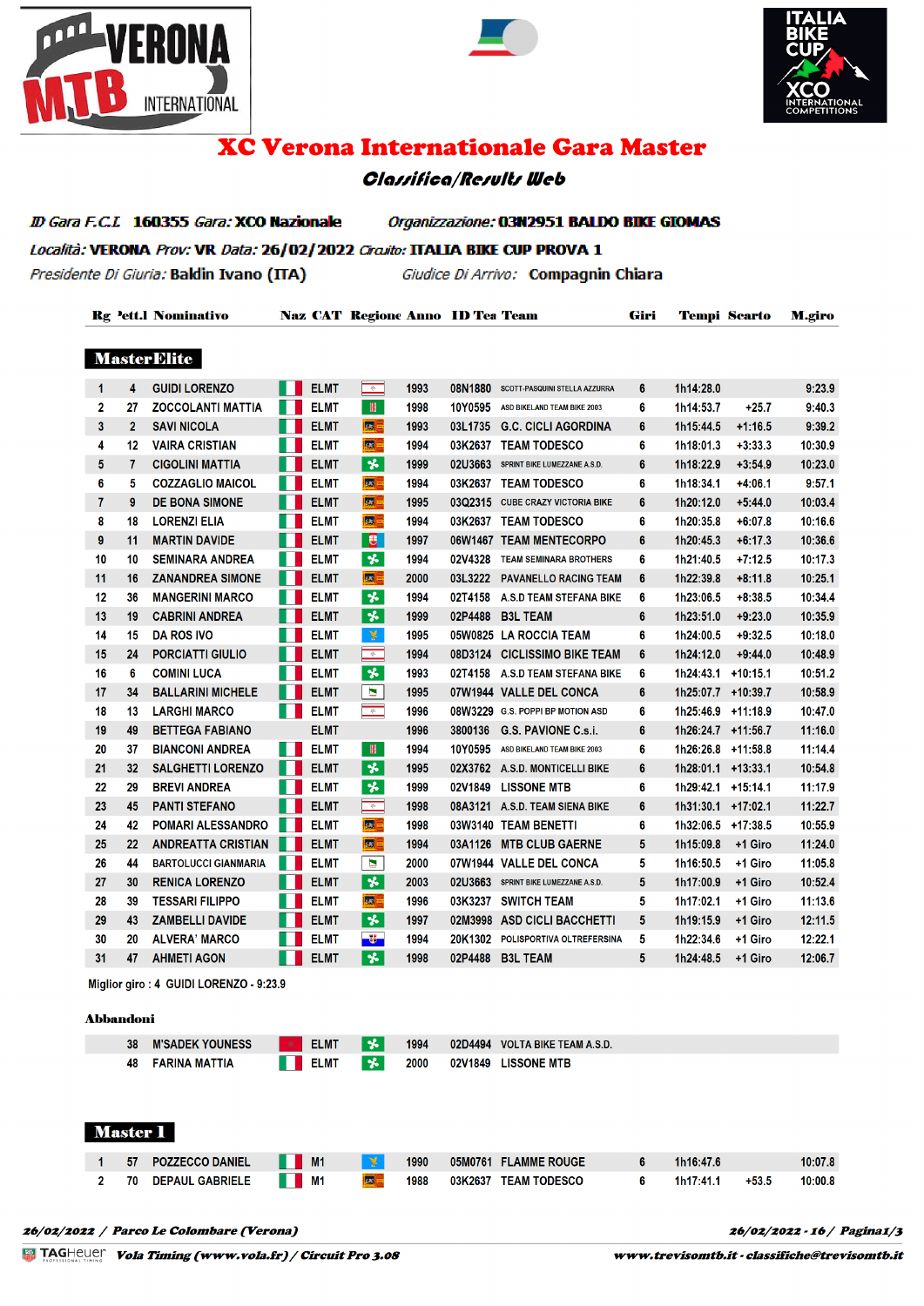# XC Verona Internationale Gara Master

## Classifica/Results Web

*ID Gara F.C.I.* **160355** *Gara:* **XCO Nazionale** *Organizzazione:* **03N2951 BALDO BIKE GIOMAS**

*Località:* **VERONA** *Prov:* **VR** *Data:* **26/02/2022** *Circuito:* **ITALIA BIKE CUP PROVA 1**

*Presidente Di Giuria:* **Baldin Ivano (ITA)** *Giudice Di Arrivo:* **Compagnin Chiara**

### MasterElite

| Rg | Pett.l | Nominativo | Naz | CAT | Regione | Anno | ID Tea | Team | Giri | Tempi | Scarto | M.giro |
|---|---|---|---|---|---|---|---|---|---|---|---|---|
| 1 | 4 | GUIDI LORENZO | | ELMT | | 1993 | 08N1880 | SCOTT-PASQUINI STELLA AZZURRA | 6 | 1h14:28.0 | | 9:23.9 |
| 2 | 27 | ZOCCOLANTI MATTIA | | ELMT | | 1998 | 10Y0595 | ASD BIKELAND TEAM BIKE 2003 | 6 | 1h14:53.7 | +25.7 | 9:40.3 |
| 3 | 2 | SAVI NICOLA | | ELMT | | 1993 | 03L1735 | G.C. CICLI AGORDINA | 6 | 1h15:44.5 | +1:16.5 | 9:39.2 |
| 4 | 12 | VAIRA CRISTIAN | | ELMT | | 1994 | 03K2637 | TEAM TODESCO | 6 | 1h18:01.3 | +3:33.3 | 10:30.9 |
| 5 | 7 | CIGOLINI MATTIA | | ELMT | | 1999 | 02U3663 | SPRINT BIKE LUMEZZANE A.S.D. | 6 | 1h18:22.9 | +3:54.9 | 10:23.0 |
| 6 | 5 | COZZAGLIO MAICOL | | ELMT | | 1994 | 03K2637 | TEAM TODESCO | 6 | 1h18:34.1 | +4:06.1 | 9:57.1 |
| 7 | 9 | DE BONA SIMONE | | ELMT | | 1995 | 03Q2315 | CUBE CRAZY VICTORIA BIKE | 6 | 1h20:12.0 | +5:44.0 | 10:03.4 |
| 8 | 18 | LORENZI ELIA | | ELMT | | 1994 | 03K2637 | TEAM TODESCO | 6 | 1h20:35.8 | +6:07.8 | 10:16.6 |
| 9 | 11 | MARTIN DAVIDE | | ELMT | | 1997 | 06W1467 | TEAM MENTECORPO | 6 | 1h20:45.3 | +6:17.3 | 10:36.6 |
| 10 | 10 | SEMINARA ANDREA | | ELMT | | 1994 | 02V4328 | TEAM SEMINARA BROTHERS | 6 | 1h21:40.5 | +7:12.5 | 10:17.3 |
| 11 | 16 | ZANANDREA SIMONE | | ELMT | | 2000 | 03L3222 | PAVANELLO RACING TEAM | 6 | 1h22:39.8 | +8:11.8 | 10:25.1 |
| 12 | 36 | MANGERINI MARCO | | ELMT | | 1994 | 02T4158 | A.S.D TEAM STEFANA BIKE | 6 | 1h23:06.5 | +8:38.5 | 10:34.4 |
| 13 | 19 | CABRINI ANDREA | | ELMT | | 1999 | 02P4488 | B3L TEAM | 6 | 1h23:51.0 | +9:23.0 | 10:35.9 |
| 14 | 15 | DA ROS IVO | | ELMT | | 1995 | 05W0825 | LA ROCCIA TEAM | 6 | 1h24:00.5 | +9:32.5 | 10:18.0 |
| 15 | 24 | PORCIATTI GIULIO | | ELMT | | 1994 | 08D3124 | CICLISSIMO BIKE TEAM | 6 | 1h24:12.0 | +9:44.0 | 10:48.9 |
| 16 | 6 | COMINI LUCA | | ELMT | | 1993 | 02T4158 | A.S.D TEAM STEFANA BIKE | 6 | 1h24:43.1 | +10:15.1 | 10:51.2 |
| 17 | 34 | BALLARINI MICHELE | | ELMT | | 1995 | 07W1944 | VALLE DEL CONCA | 6 | 1h25:07.7 | +10:39.7 | 10:58.9 |
| 18 | 13 | LARGHI MARCO | | ELMT | | 1996 | 08W3229 | G.S. POPPI BP MOTION ASD | 6 | 1h25:46.9 | +11:18.9 | 10:47.0 |
| 19 | 49 | BETTEGA FABIANO | | ELMT | | 1996 | 3800136 | G.S. PAVIONE C.s.i. | 6 | 1h26:24.7 | +11:56.7 | 11:16.0 |
| 20 | 37 | BIANCONI ANDREA | | ELMT | | 1994 | 10Y0595 | ASD BIKELAND TEAM BIKE 2003 | 6 | 1h26:26.8 | +11:58.8 | 11:14.4 |
| 21 | 32 | SALGHETTI LORENZO | | ELMT | | 1995 | 02X3762 | A.S.D. MONTICELLI BIKE | 6 | 1h28:01.1 | +13:33.1 | 10:54.8 |
| 22 | 29 | BREVI ANDREA | | ELMT | | 1999 | 02V1849 | LISSONE MTB | 6 | 1h29:42.1 | +15:14.1 | 11:17.9 |
| 23 | 45 | PANTI STEFANO | | ELMT | | 1998 | 08A3121 | A.S.D. TEAM SIENA BIKE | 6 | 1h31:30.1 | +17:02.1 | 11:22.7 |
| 24 | 42 | POMARI ALESSANDRO | | ELMT | | 1998 | 03W3140 | TEAM BENETTI | 6 | 1h32:06.5 | +17:38.5 | 10:55.9 |
| 25 | 22 | ANDREATTA CRISTIAN | | ELMT | | 1994 | 03A1126 | MTB CLUB GAERNE | 5 | 1h15:09.8 | +1 Giro | 11:24.0 |
| 26 | 44 | BARTOLUCCI GIANMARIA | | ELMT | | 2000 | 07W1944 | VALLE DEL CONCA | 5 | 1h16:50.5 | +1 Giro | 11:05.8 |
| 27 | 30 | RENICA LORENZO | | ELMT | | 2003 | 02U3663 | SPRINT BIKE LUMEZZANE A.S.D. | 5 | 1h17:00.9 | +1 Giro | 10:52.4 |
| 28 | 39 | TESSARI FILIPPO | | ELMT | | 1996 | 03K3237 | SWITCH TEAM | 5 | 1h17:02.1 | +1 Giro | 11:13.6 |
| 29 | 43 | ZAMBELLI DAVIDE | | ELMT | | 1997 | 02M3998 | ASD CICLI BACCHETTI | 5 | 1h19:15.9 | +1 Giro | 12:11.5 |
| 30 | 20 | ALVERA' MARCO | | ELMT | | 1994 | 20K1302 | POLISPORTIVA OLTREFERSINA | 5 | 1h22:34.6 | +1 Giro | 12:22.1 |
| 31 | 47 | AHMETI AGON | | ELMT | | 1998 | 02P4488 | B3L TEAM | 5 | 1h24:48.5 | +1 Giro | 12:06.7 |

Miglior giro : 4 GUIDI LORENZO - 9:23.9

**Abbandoni**

| Rg | Pett.l | Nominativo | Naz | CAT | Regione | Anno | ID Tea | Team |
|---|---|---|---|---|---|---|---|---|
| | 38 | M'SADEK YOUNESS | | ELMT | | 1994 | 02D4494 | VOLTA BIKE TEAM A.S.D. |
| | 48 | FARINA MATTIA | | ELMT | | 2000 | 02V1849 | LISSONE MTB |

### Master 1

| Rg | Pett.l | Nominativo | Naz | CAT | Regione | Anno | ID Tea | Team | Giri | Tempi | Scarto | M.giro |
|---|---|---|---|---|---|---|---|---|---|---|---|---|
| 1 | 57 | POZZECCO DANIEL | | M1 | | 1990 | 05M0761 | FLAMME ROUGE | 6 | 1h16:47.6 | | 10:07.8 |
| 2 | 70 | DEPAUL GABRIELE | | M1 | | 1988 | 03K2637 | TEAM TODESCO | 6 | 1h17:41.1 | +53.5 | 10:00.8 |

*26/02/2022 / Parco Le Colombare (Verona)* — *26/02/2022 - 16*

TAG Heuer *Vola Timing (www.vola.fr) / Circuit Pro 3.08* — *www.trevisomtb.it - classifiche@trevisomtb.it*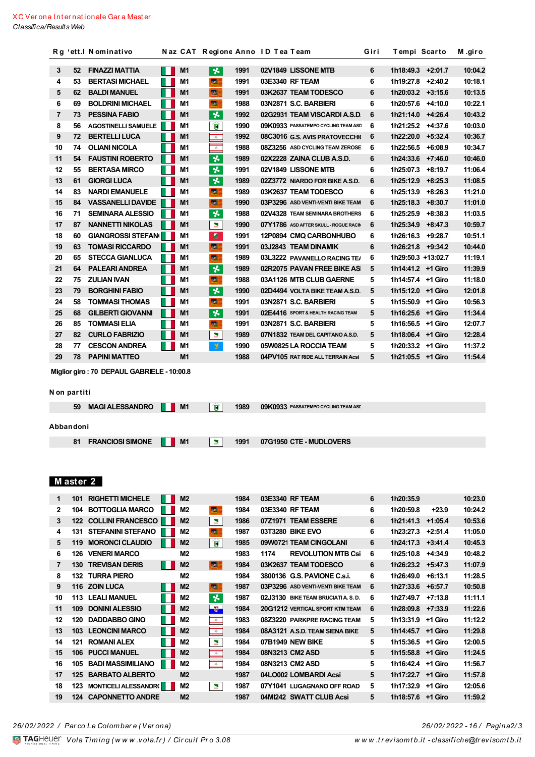XC Verona Internationale Gara Master

*Classifica/Results Web*

| Rg | Pett.I | Nominativo | Naz | CAT | Regione | Anno | ID Team | Team | Giri | Tempi | Scarto | M.giro |
|---|---|---|---|---|---|---|---|---|---|---|---|---|
| 3 | 52 | FINAZZI MATTIA | | M1 | | 1991 | 02V1849 | LISSONE MTB | 6 | 1h18:49.3 | +2:01.7 | 10:04.2 |
| 4 | 53 | BERTASI MICHAEL | | M1 | | 1991 | 03E3340 | RF TEAM | 6 | 1h19:27.8 | +2:40.2 | 10:18.1 |
| 5 | 62 | BALDI MANUEL | | M1 | | 1991 | 03K2637 | TEAM TODESCO | 6 | 1h20:03.2 | +3:15.6 | 10:13.5 |
| 6 | 69 | BOLDRINI MICHAEL | | M1 | | 1988 | 03N2871 | S.C. BARBIERI | 6 | 1h20:57.6 | +4:10.0 | 10:22.1 |
| 7 | 73 | PESSINA FABIO | | M1 | | 1992 | 02G2931 | TEAM VISCARDI A.S.D. | 6 | 1h21:14.0 | +4:26.4 | 10:43.2 |
| 8 | 56 | AGOSTINELLI SAMUELE | | M1 | | 1990 | 09K0933 | PASSATEMPO CYCLING TEAM ASD | 6 | 1h21:25.2 | +4:37.6 | 10:03.0 |
| 9 | 72 | BERTELLI LUCA | | M1 | | 1992 | 08C3016 | G.S. AVIS PRATOVECCHIO | 6 | 1h22:20.0 | +5:32.4 | 10:36.7 |
| 10 | 74 | OLIANI NICOLA | | M1 | | 1988 | 08Z3256 | ASD CYCLING TEAM ZEROSE | 6 | 1h22:56.5 | +6:08.9 | 10:34.7 |
| 11 | 54 | FAUSTINI ROBERTO | | M1 | | 1989 | 02X2228 | ZAINA CLUB A.S.D. | 6 | 1h24:33.6 | +7:46.0 | 10:46.0 |
| 12 | 55 | BERTASA MIRCO | | M1 | | 1991 | 02V1849 | LISSONE MTB | 6 | 1h25:07.3 | +8:19.7 | 11:06.4 |
| 13 | 61 | GIORGI LUCA | | M1 | | 1989 | 02Z3772 | NIARDO FOR BIKE A.S.D. | 6 | 1h25:12.9 | +8:25.3 | 11:08.5 |
| 14 | 83 | NARDI EMANUELE | | M1 | | 1989 | 03K2637 | TEAM TODESCO | 6 | 1h25:13.9 | +8:26.3 | 11:21.0 |
| 15 | 84 | VASSANELLI DAVIDE | | M1 | | 1990 | 03P3296 | ASD VENTI-VENTI BIKE TEAM | 6 | 1h25:18.3 | +8:30.7 | 11:01.0 |
| 16 | 71 | SEMINARA ALESSIO | | M1 | | 1988 | 02V4328 | TEAM SEMINARA BROTHERS | 6 | 1h25:25.9 | +8:38.3 | 11:03.5 |
| 17 | 87 | NANNETTI NIKOLAS | | M1 | | 1990 | 07Y1786 | ASD AFTER SKULL - ROGUE RACIN | 6 | 1h25:34.9 | +8:47.3 | 10:59.7 |
| 18 | 60 | GIANGROSSI STEFANO | | M1 | | 1991 | 12P0894 | CMQ CARBONHUBO | 6 | 1h26:16.3 | +9:28.7 | 10:51.1 |
| 19 | 63 | TOMASI RICCARDO | | M1 | | 1991 | 03J2843 | TEAM DINAMIK | 6 | 1h26:21.8 | +9:34.2 | 10:44.0 |
| 20 | 65 | STECCA GIANLUCA | | M1 | | 1989 | 03L3222 | PAVANELLO RACING TEAM | 6 | 1h29:50.3 | +13:02.7 | 11:19.1 |
| 21 | 64 | PALEARI ANDREA | | M1 | | 1989 | 02R2075 | PAVAN FREE BIKE ASD | 5 | 1h14:41.2 | +1 Giro | 11:39.9 |
| 22 | 75 | ZULIAN IVAN | | M1 | | 1988 | 03A1126 | MTB CLUB GAERNE | 5 | 1h14:57.4 | +1 Giro | 11:18.0 |
| 23 | 79 | BORGHINI FABIO | | M1 | | 1990 | 02D4494 | VOLTA BIKE TEAM A.S.D. | 5 | 1h15:12.0 | +1 Giro | 12:01.8 |
| 24 | 58 | TOMMASI THOMAS | | M1 | | 1991 | 03N2871 | S.C. BARBIERI | 5 | 1h15:50.9 | +1 Giro | 10:56.3 |
| 25 | 68 | GILBERTI GIOVANNI | | M1 | | 1991 | 02E4416 | SPORT & HEALTH RACING TEAM | 5 | 1h16:25.6 | +1 Giro | 11:34.4 |
| 26 | 85 | TOMMASI ELIA | | M1 | | 1991 | 03N2871 | S.C. BARBIERI | 5 | 1h16:56.5 | +1 Giro | 12:07.7 |
| 27 | 82 | CURLO FABRIZIO | | M1 | | 1989 | 07N1832 | TEAM DEL CAPITANO A.S.D. | 5 | 1h18:06.4 | +1 Giro | 12:28.4 |
| 28 | 77 | CESCON ANDREA | | M1 | | 1990 | 05W0825 | LA ROCCIA TEAM | 5 | 1h20:33.2 | +1 Giro | 11:37.2 |
| 29 | 78 | PAPINI MATTEO | | M1 | | 1988 | 04PV105 | RAT RIDE ALL TERRAIN Acsi | 5 | 1h21:05.5 | +1 Giro | 11:54.4 |

**Miglior giro : 70 DEPAUL GABRIELE - 10:00.8**

**Non partiti**

| Pett. | Nominativo | Naz | CAT | Regione | Anno | ID Team | Team |
|---|---|---|---|---|---|---|---|
| 59 | MAGI ALESSANDRO | | M1 | | 1989 | 09K0933 | PASSATEMPO CYCLING TEAM ASD |

**Abbandoni**

| Pett. | Nominativo | Naz | CAT | Regione | Anno | ID Team | Team |
|---|---|---|---|---|---|---|---|
| 81 | FRANCIOSI SIMONE | | M1 | | 1991 | 07G1950 | CTE - MUDLOVERS |

## Master 2

| Rg | Pett.I | Nominativo | Naz | CAT | Regione | Anno | ID Team | Team | Giri | Tempi | Scarto | M.giro |
|---|---|---|---|---|---|---|---|---|---|---|---|---|
| 1 | 101 | RIGHETTI MICHELE | | M2 | | 1984 | 03E3340 | RF TEAM | 6 | 1h20:35.9 | | 10:23.0 |
| 2 | 104 | BOTTOGLIA MARCO | | M2 | | 1984 | 03E3340 | RF TEAM | 6 | 1h20:59.8 | +23.9 | 10:24.2 |
| 3 | 122 | COLLINI FRANCESCO | | M2 | | 1986 | 07Z1971 | TEAM ESSERE | 6 | 1h21:41.3 | +1:05.4 | 10:53.6 |
| 4 | 131 | STEFANINI STEFANO | | M2 | | 1987 | 03T3280 | BIKE EVO | 6 | 1h23:27.3 | +2:51.4 | 11:05.0 |
| 5 | 119 | MORONCI CLAUDIO | | M2 | | 1985 | 09W0721 | TEAM CINGOLANI | 6 | 1h24:17.3 | +3:41.4 | 10:45.3 |
| 6 | 126 | VENERI MARCO | | M2 | | 1983 | 1174 | REVOLUTION MTB Csi | 6 | 1h25:10.8 | +4:34.9 | 10:48.2 |
| 7 | 130 | TREVISAN DERIS | | M2 | | 1984 | 03K2637 | TEAM TODESCO | 6 | 1h26:23.2 | +5:47.3 | 11:07.9 |
| 8 | 132 | TURRA PIERO | | M2 | | 1984 | 3800136 | G.S. PAVIONE C.s.i. | 6 | 1h26:49.0 | +6:13.1 | 11:28.5 |
| 9 | 116 | ZOIN LUCA | | M2 | | 1987 | 03P3296 | ASD VENTI-VENTI BIKE TEAM | 6 | 1h27:33.6 | +6:57.7 | 10:50.8 |
| 10 | 113 | LEALI MANUEL | | M2 | | 1987 | 02J3130 | BIKE TEAM BRUCIATI A. S. D. | 6 | 1h27:49.7 | +7:13.8 | 11:11.1 |
| 11 | 109 | DONINI ALESSIO | | M2 | | 1984 | 20G1212 | VERTICAL SPORT KTM TEAM | 6 | 1h28:09.8 | +7:33.9 | 11:22.6 |
| 12 | 120 | DADDABBO GINO | | M2 | | 1983 | 08Z3220 | PARKPRE RACING TEAM | 5 | 1h13:31.9 | +1 Giro | 11:12.2 |
| 13 | 103 | LEONCINI MARCO | | M2 | | 1984 | 08A3121 | A.S.D. TEAM SIENA BIKE | 5 | 1h14:45.7 | +1 Giro | 11:29.8 |
| 14 | 121 | ROMANI ALEX | | M2 | | 1984 | 07B1949 | NEW BIKE | 5 | 1h15:36.5 | +1 Giro | 12:00.5 |
| 15 | 106 | PUCCI MANUEL | | M2 | | 1984 | 08N3213 | CM2 ASD | 5 | 1h15:58.8 | +1 Giro | 11:24.5 |
| 16 | 105 | BADI MASSIMILIANO | | M2 | | 1984 | 08N3213 | CM2 ASD | 5 | 1h16:42.4 | +1 Giro | 11:56.7 |
| 17 | 125 | BARBATO ALBERTO | | M2 | | 1987 | 04LO002 | LOMBARDI Acsi | 5 | 1h17:22.7 | +1 Giro | 11:57.8 |
| 18 | 123 | MONTICELI ALESSANDRO | | M2 | | 1987 | 07Y1041 | LUGAGNANO OFF ROAD | 5 | 1h17:32.9 | +1 Giro | 12:05.6 |
| 19 | 124 | CAPONNETTO ANDRE | | M2 | | 1987 | 04MI242 | SWATT CLUB Acsi | 5 | 1h18:57.6 | +1 Giro | 11:59.2 |

*26/02/2022 / Parco Le Colombare (Verona)*

Vola Timing (www.vola.fr) / Circuit Pro 3.08 — www.trevisomtb.it - classifiche@trevisomtb.it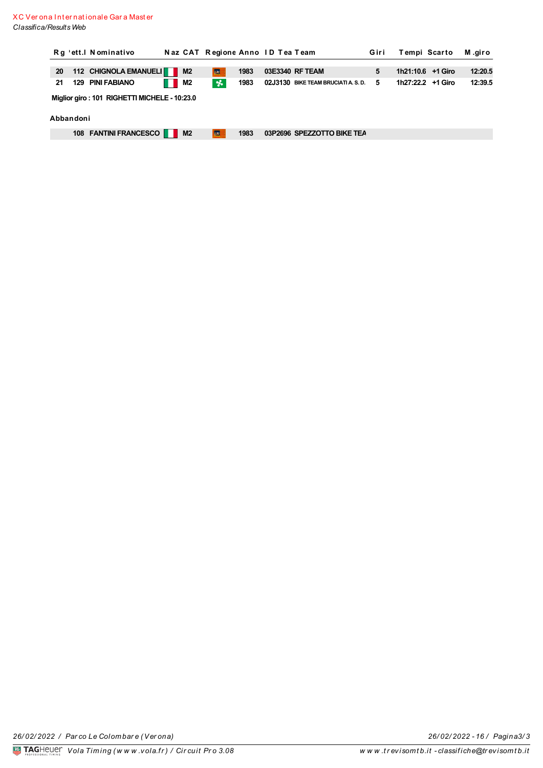XC Verona Internationale Gara Master
*Classifica/Results Web*

| Rg | Pett.I | Nominativo | Naz | CAT | Regione | Anno | ID Tea | Team | Giri | Tempi | Scarto | M.giro |
|---|---|---|---|---|---|---|---|---|---|---|---|---|
| 20 | 112 | CHIGNOLA EMANUELI | | M2 | | 1983 | 03E3340 | RF TEAM | 5 | 1h21:10.6 | +1 Giro | 12:20.5 |
| 21 | 129 | PINI FABIANO | | M2 | | 1983 | 02J3130 | BIKE TEAM BRUCIATI A. S. D. | 5 | 1h27:22.2 | +1 Giro | 12:39.5 |

**Miglior giro : 101 RIGHETTI MICHELE - 10:23.0**

**Abbandoni**

| | | | | | | | | | | | | |
|---|---|---|---|---|---|---|---|---|---|---|---|---|
| | 108 | FANTINI FRANCESCO | | M2 | | 1983 | 03P2696 | SPEZZOTTO BIKE TEA | | | | |

*26/02/2022 / Parco Le Colombare (Verona)*

Vola Timing (www.vola.fr) / Circuit Pro 3.08

www.trevisomtb.it - classifiche@trevisomtb.it